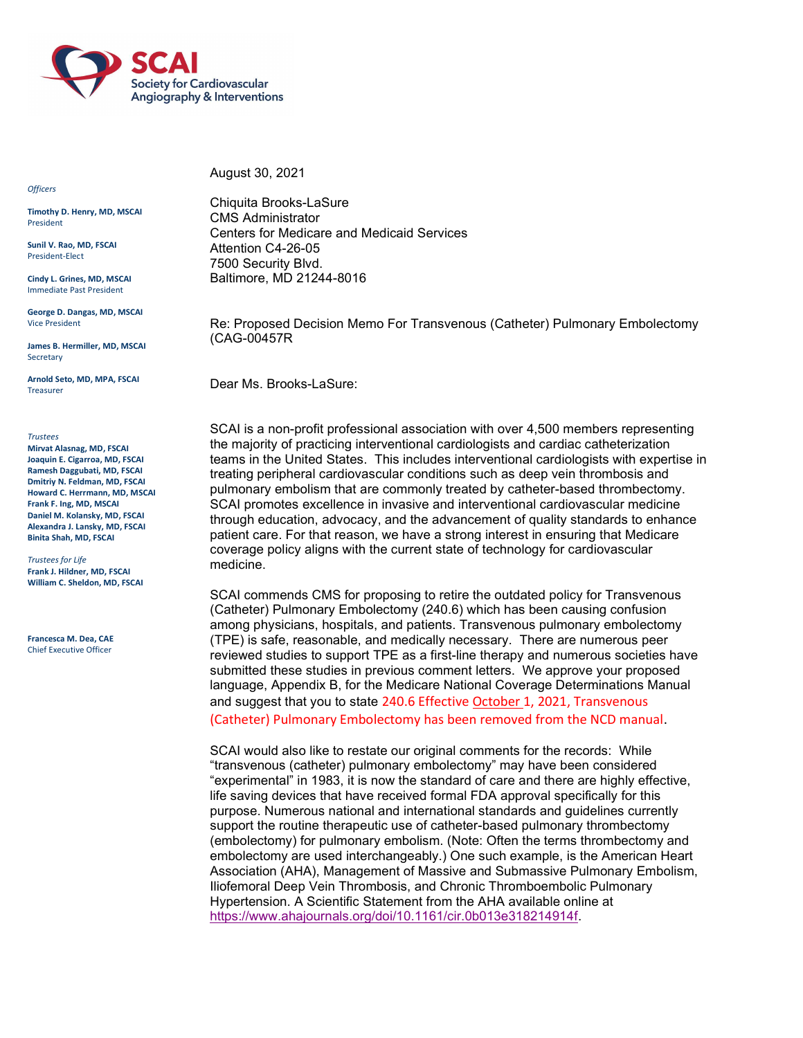SCAI
Society for Cardiovascular Angiography & Interventions

*Officers*

**Timothy D. Henry, MD, MSCAI**
President

**Sunil V. Rao, MD, FSCAI**
President-Elect

**Cindy L. Grines, MD, MSCAI**
Immediate Past President

**George D. Dangas, MD, MSCAI**
Vice President

**James B. Hermiller, MD, MSCAI**
Secretary

**Arnold Seto, MD, MPA, FSCAI**
Treasurer

*Trustees*

**Mirvat Alasnag, MD, FSCAI**
**Joaquin E. Cigarroa, MD, FSCAI**
**Ramesh Daggubati, MD, FSCAI**
**Dmitriy N. Feldman, MD, FSCAI**
**Howard C. Herrmann, MD, MSCAI**
**Frank F. Ing, MD, MSCAI**
**Daniel M. Kolansky, MD, FSCAI**
**Alexandra J. Lansky, MD, FSCAI**
**Binita Shah, MD, FSCAI**

*Trustees for Life*

**Frank J. Hildner, MD, FSCAI**
**William C. Sheldon, MD, FSCAI**

**Francesca M. Dea, CAE**
Chief Executive Officer

August 30, 2021

Chiquita Brooks-LaSure
CMS Administrator
Centers for Medicare and Medicaid Services
Attention C4-26-05
7500 Security Blvd.
Baltimore, MD 21244-8016

Re: Proposed Decision Memo For Transvenous (Catheter) Pulmonary Embolectomy (CAG-00457R

Dear Ms. Brooks-LaSure:

SCAI is a non-profit professional association with over 4,500 members representing the majority of practicing interventional cardiologists and cardiac catheterization teams in the United States. This includes interventional cardiologists with expertise in treating peripheral cardiovascular conditions such as deep vein thrombosis and pulmonary embolism that are commonly treated by catheter-based thrombectomy. SCAI promotes excellence in invasive and interventional cardiovascular medicine through education, advocacy, and the advancement of quality standards to enhance patient care. For that reason, we have a strong interest in ensuring that Medicare coverage policy aligns with the current state of technology for cardiovascular medicine.

SCAI commends CMS for proposing to retire the outdated policy for Transvenous (Catheter) Pulmonary Embolectomy (240.6) which has been causing confusion among physicians, hospitals, and patients. Transvenous pulmonary embolectomy (TPE) is safe, reasonable, and medically necessary. There are numerous peer reviewed studies to support TPE as a first-line therapy and numerous societies have submitted these studies in previous comment letters. We approve your proposed language, Appendix B, for the Medicare National Coverage Determinations Manual and suggest that you to state 240.6 Effective October 1, 2021, Transvenous (Catheter) Pulmonary Embolectomy has been removed from the NCD manual.

SCAI would also like to restate our original comments for the records: While "transvenous (catheter) pulmonary embolectomy" may have been considered "experimental" in 1983, it is now the standard of care and there are highly effective, life saving devices that have received formal FDA approval specifically for this purpose. Numerous national and international standards and guidelines currently support the routine therapeutic use of catheter-based pulmonary thrombectomy (embolectomy) for pulmonary embolism. (Note: Often the terms thrombectomy and embolectomy are used interchangeably.) One such example, is the American Heart Association (AHA), Management of Massive and Submassive Pulmonary Embolism, Iliofemoral Deep Vein Thrombosis, and Chronic Thromboembolic Pulmonary Hypertension. A Scientific Statement from the AHA available online at https://www.ahajournals.org/doi/10.1161/cir.0b013e318214914f.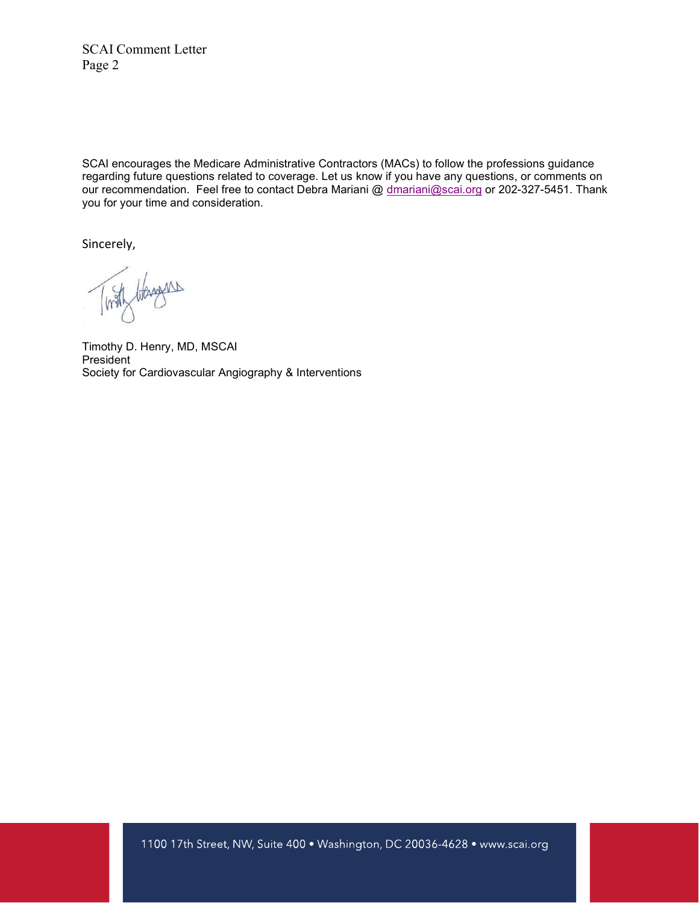SCAI encourages the Medicare Administrative Contractors (MACs) to follow the professions guidance regarding future questions related to coverage. Let us know if you have any questions, or comments on our recommendation. Feel free to contact Debra Mariani @ dmariani@scai.org or 202-327-5451. Thank you for your time and consideration.

Sincerely,

Timothy D. Henry, MD, MSCAI
President
Society for Cardiovascular Angiography & Interventions

1100 17th Street, NW, Suite 400 • Washington, DC 20036-4628 • www.scai.org